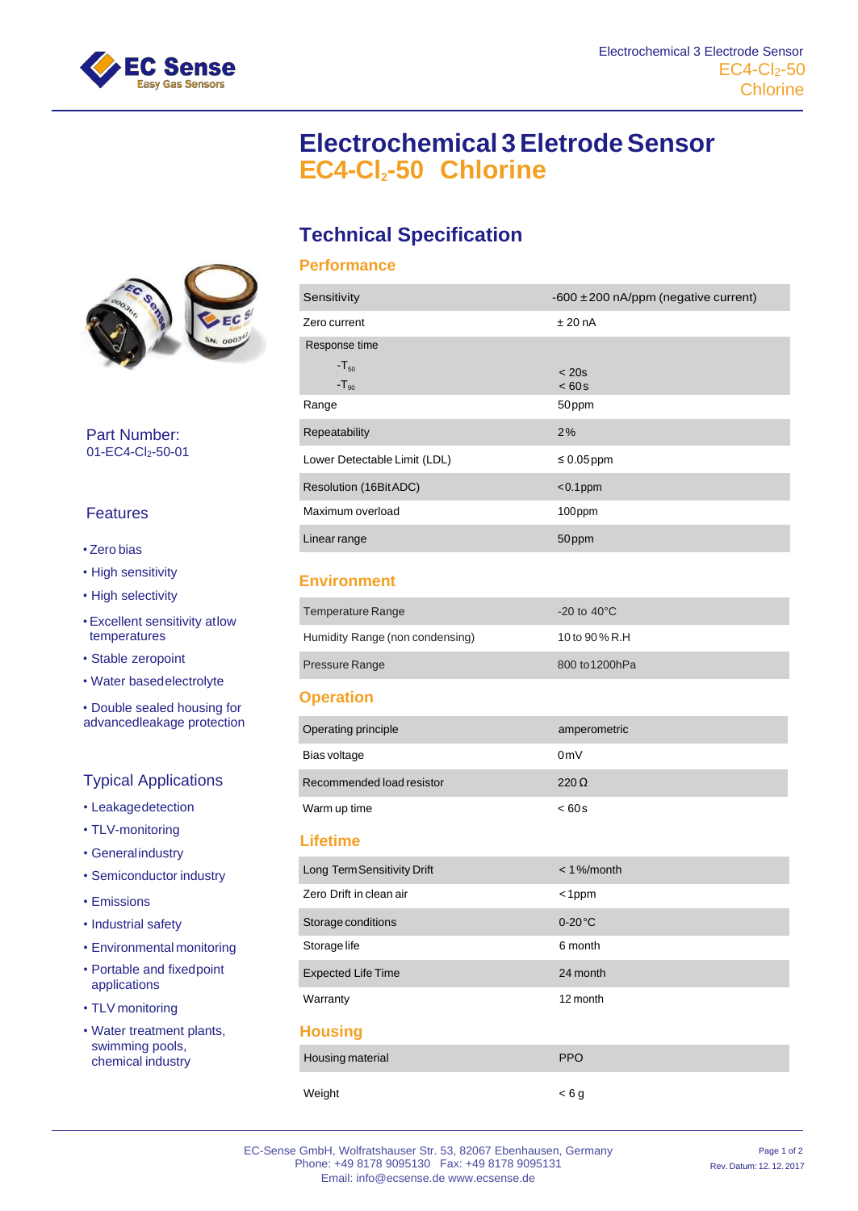# Electrochemical 3 Eletrode Sensor
# EC4-$Cl_2$-50 Chlorine

**Part Number:**
01-EC4-$Cl_2$-50-01

## Features

- Zero bias
- High sensitivity
- High selectivity
- Excellent sensitivity atlow temperatures
- Stable zeropoint
- Water basedelectrolyte
- Double sealed housing for advancedleakage protection

## Typical Applications

- Leakagedetection
- TLV-monitoring
- Generalindustry
- Semiconductor industry
- Emissions
- Industrial safety
- Environmental monitoring
- Portable and fixedpoint applications
- TLV monitoring
- Water treatment plants, swimming pools, chemical industry

## Technical Specification

### Performance

| | |
|---|---|
| Sensitivity | -600 ± 200 nA/ppm (negative current) |
| Zero current | ± 20 nA |
| Response time<br>-$T_{50}$<br>-$T_{90}$ | <br>< 20s<br>< 60s |
| Range | 50ppm |
| Repeatability | 2% |
| Lower Detectable Limit (LDL) | ≤ 0.05ppm |
| Resolution (16Bit ADC) | <0.1ppm |
| Maximum overload | 100ppm |
| Linear range | 50ppm |

### Environment

| | |
|---|---|
| Temperature Range | -20 to 40°C |
| Humidity Range (non condensing) | 10 to 90% R.H |
| Pressure Range | 800 to1200hPa |

### Operation

| | |
|---|---|
| Operating principle | amperometric |
| Bias voltage | 0mV |
| Recommended load resistor | 220 Ω |
| Warm up time | < 60s |

### Lifetime

| | |
|---|---|
| Long Term Sensitivity Drift | < 1%/month |
| Zero Drift in clean air | <1ppm |
| Storage conditions | 0-20°C |
| Storage life | 6 month |
| Expected Life Time | 24 month |
| Warranty | 12 month |

### Housing

| | |
|---|---|
| Housing material | PPO |
| Weight | < 6 g |

EC-Sense GmbH, Wolfratshauser Str. 53, 82067 Ebenhausen, Germany
Phone: +49 8178 9095130 Fax: +49 8178 9095131
Email: info@ecsense.de www.ecsense.de

Rev. Datum: 12. 12. 2017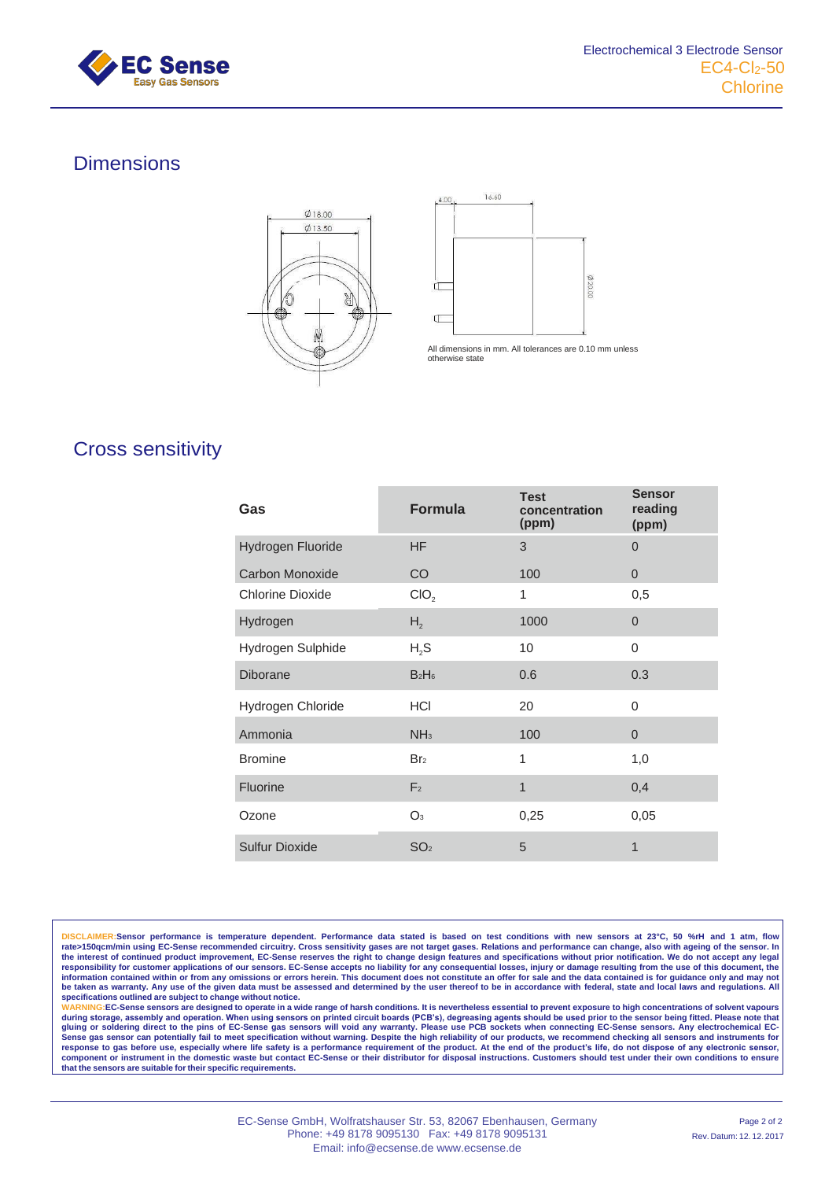## Dimensions

Ø18.00

Ø13.50

4.00

16.60

Ø20.00

All dimensions in mm. All tolerances are 0.10 mm unless otherwise state

## Cross sensitivity

| Gas | Formula | Test concentration (ppm) | Sensor reading (ppm) |
|---|---|---|---|
| Hydrogen Fluoride | HF | 3 | 0 |
| Carbon Monoxide | CO | 100 | 0 |
| Chlorine Dioxide | $ClO_2$ | 1 | 0,5 |
| Hydrogen | $H_2$ | 1000 | 0 |
| Hydrogen Sulphide | $H_2S$ | 10 | 0 |
| Diborane | $B_2H_6$ | 0.6 | 0.3 |
| Hydrogen Chloride | HCl | 20 | 0 |
| Ammonia | $NH_3$ | 100 | 0 |
| Bromine | $Br_2$ | 1 | 1,0 |
| Fluorine | $F_2$ | 1 | 0,4 |
| Ozone | $O_3$ | 0,25 | 0,05 |
| Sulfur Dioxide | $SO_2$ | 5 | 1 |

**DISCLAIMER:** **Sensor performance is temperature dependent. Performance data stated is based on test conditions with new sensors at 23°C, 50 %rH and 1 atm, flow rate>150qcm/min using EC-Sense recommended circuitry. Cross sensitivity gases are not target gases. Relations and performance can change, also with ageing of the sensor. In the interest of continued product improvement, EC-Sense reserves the right to change design features and specifications without prior notification. We do not accept any legal responsibility for customer applications of our sensors. EC-Sense accepts no liability for any consequential losses, injury or damage resulting from the use of this document, the information contained within or from any omissions or errors herein. This document does not constitute an offer for sale and the data contained is for guidance only and may not be taken as warranty. Any use of the given data must be assessed and determined by the user thereof to be in accordance with federal, state and local laws and regulations. All specifications outlined are subject to change without notice.**

**WARNING:** **EC-Sense sensors are designed to operate in a wide range of harsh conditions. It is nevertheless essential to prevent exposure to high concentrations of solvent vapours during storage, assembly and operation. When using sensors on printed circuit boards (PCB's), degreasing agents should be used prior to the sensor being fitted. Please note that gluing or soldering direct to the pins of EC-Sense gas sensors will void any warranty. Please use PCB sockets when connecting EC-Sense sensors. Any electrochemical EC-Sense gas sensor can potentially fail to meet specification without warning. Despite the high reliability of our products, we recommend checking all sensors and instruments for response to gas before use, especially where life safety is a performance requirement of the product. At the end of the product's life, do not dispose of any electronic sensor, component or instrument in the domestic waste but contact EC-Sense or their distributor for disposal instructions. Customers should test under their own conditions to ensure that the sensors are suitable for their specific requirements.**

EC-Sense GmbH, Wolfratshauser Str. 53, 82067 Ebenhausen, Germany
Phone: +49 8178 9095130 Fax: +49 8178 9095131
Email: info@ecsense.de www.ecsense.de

Rev. Datum: 12. 12. 2017